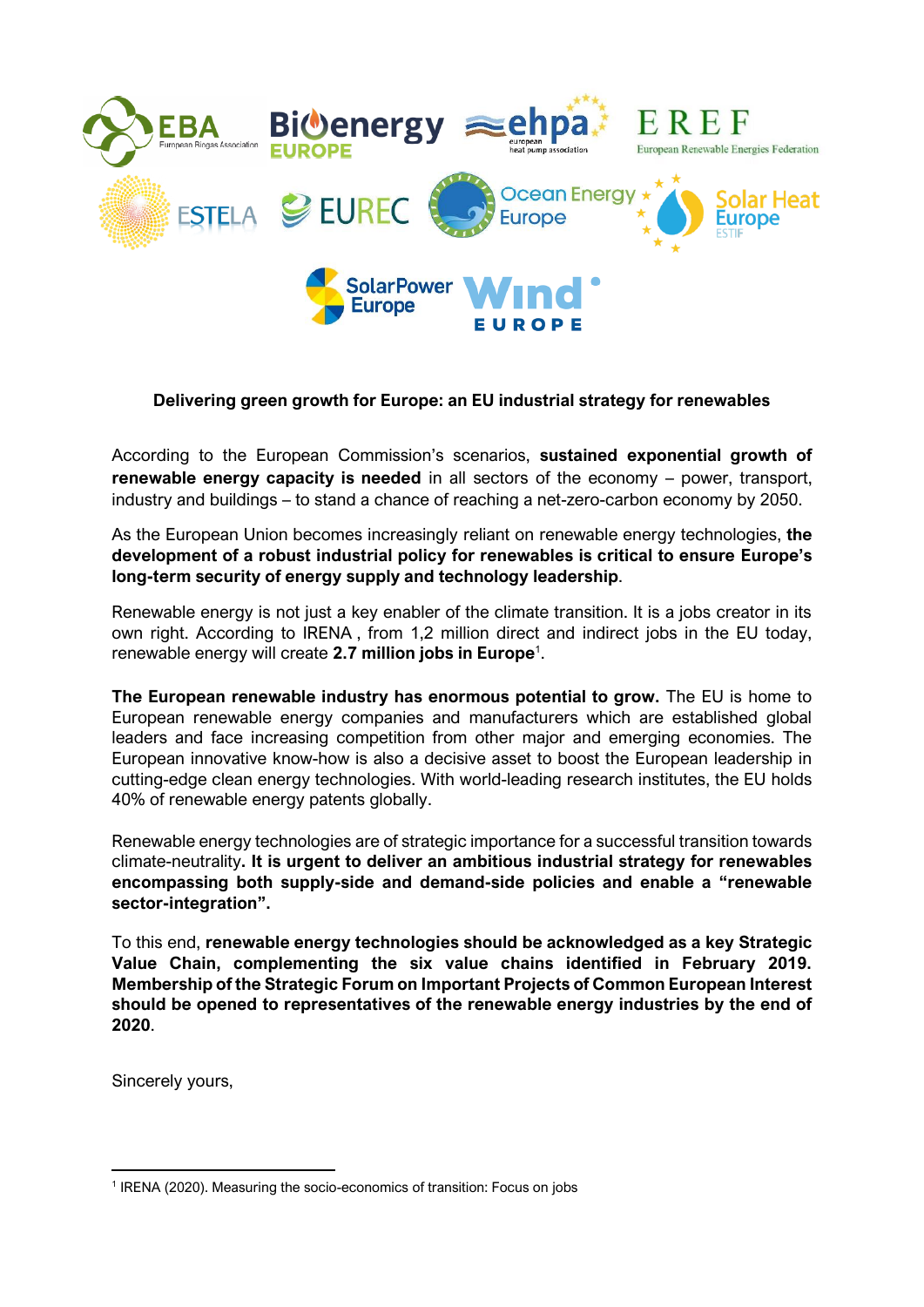**Delivering green growth for Europe: an EU industrial strategy for renewables**

According to the European Commission's scenarios, **sustained exponential growth of renewable energy capacity is needed** in all sectors of the economy – power, transport, industry and buildings – to stand a chance of reaching a net-zero-carbon economy by 2050.

As the European Union becomes increasingly reliant on renewable energy technologies, **the development of a robust industrial policy for renewables is critical to ensure Europe's long-term security of energy supply and technology leadership**.

Renewable energy is not just a key enabler of the climate transition. It is a jobs creator in its own right. According to IRENA , from 1,2 million direct and indirect jobs in the EU today, renewable energy will create **2.7 million jobs in Europe**[1].

**The European renewable industry has enormous potential to grow.** The EU is home to European renewable energy companies and manufacturers which are established global leaders and face increasing competition from other major and emerging economies. The European innovative know-how is also a decisive asset to boost the European leadership in cutting-edge clean energy technologies. With world-leading research institutes, the EU holds 40% of renewable energy patents globally.

Renewable energy technologies are of strategic importance for a successful transition towards climate-neutrality**. It is urgent to deliver an ambitious industrial strategy for renewables encompassing both supply-side and demand-side policies and enable a "renewable sector-integration".**

To this end, **renewable energy technologies should be acknowledged as a key Strategic Value Chain, complementing the six value chains identified in February 2019. Membership of the Strategic Forum on Important Projects of Common European Interest should be opened to representatives of the renewable energy industries by the end of 2020**.

Sincerely yours,

[1] IRENA (2020). Measuring the socio-economics of transition: Focus on jobs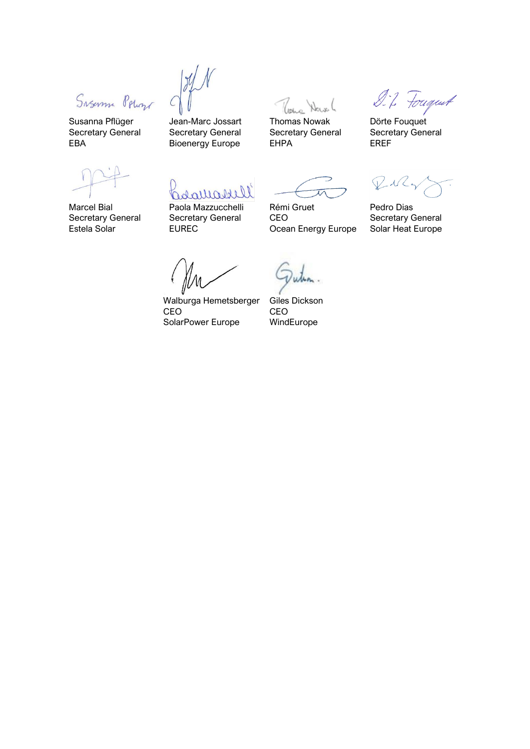Susanna Pflüger
Secretary General
EBA

Jean-Marc Jossart
Secretary General
Bioenergy Europe

Thomas Nowak
Secretary General
EHPA

Dörte Fouquet
Secretary General
EREF

Marcel Bial
Secretary General
Estela Solar

Paola Mazzucchelli
Secretary General
EUREC

Rémi Gruet
CEO
Ocean Energy Europe

Pedro Dias
Secretary General
Solar Heat Europe

Walburga Hemetsberger
CEO
SolarPower Europe

Giles Dickson
CEO
WindEurope